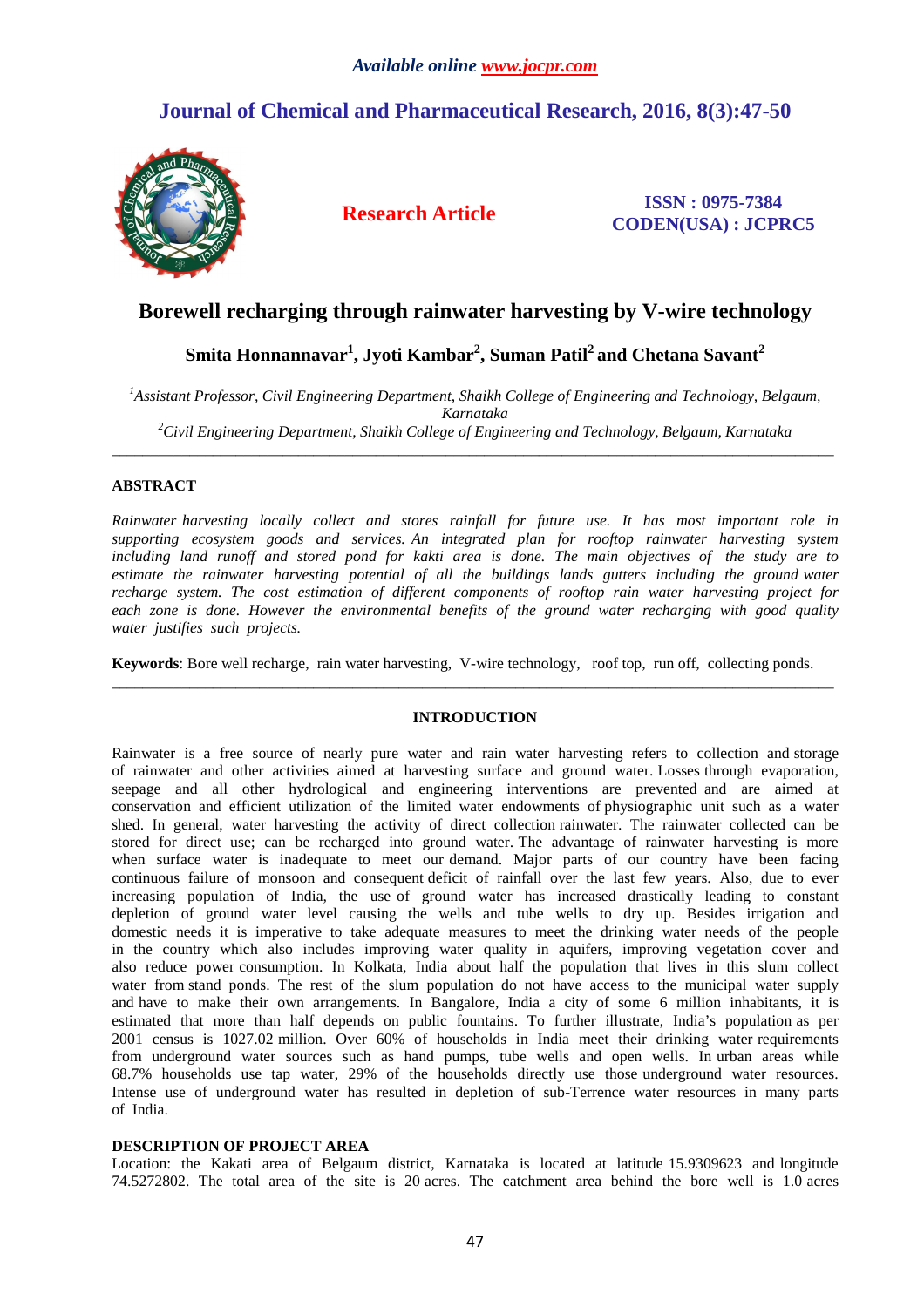# Borewell recharging through rainwater harvesting by V-wire technology

**Smita Honnannavar[1], Jyoti Kambar[2], Suman Patil[2] and Chetana Savant[2]**

*[1]Assistant Professor, Civil Engineering Department, Shaikh College of Engineering and Technology, Belgaum, Karnataka*
*[2]Civil Engineering Department, Shaikh College of Engineering and Technology, Belgaum, Karnataka*

---

## ABSTRACT

*Rainwater harvesting locally collect and stores rainfall for future use. It has most important role in supporting ecosystem goods and services. An integrated plan for rooftop rainwater harvesting system including land runoff and stored pond for kakti area is done. The main objectives of the study are to estimate the rainwater harvesting potential of all the buildings lands gutters including the ground water recharge system. The cost estimation of different components of rooftop rain water harvesting project for each zone is done. However the environmental benefits of the ground water recharging with good quality water justifies such projects.*

**Keywords**: Bore well recharge, rain water harvesting, V-wire technology, roof top, run off, collecting ponds.

---

## INTRODUCTION

Rainwater is a free source of nearly pure water and rain water harvesting refers to collection and storage of rainwater and other activities aimed at harvesting surface and ground water. Losses through evaporation, seepage and all other hydrological and engineering interventions are prevented and are aimed at conservation and efficient utilization of the limited water endowments of physiographic unit such as a water shed. In general, water harvesting the activity of direct collection rainwater. The rainwater collected can be stored for direct use; can be recharged into ground water. The advantage of rainwater harvesting is more when surface water is inadequate to meet our demand. Major parts of our country have been facing continuous failure of monsoon and consequent deficit of rainfall over the last few years. Also, due to ever increasing population of India, the use of ground water has increased drastically leading to constant depletion of ground water level causing the wells and tube wells to dry up. Besides irrigation and domestic needs it is imperative to take adequate measures to meet the drinking water needs of the people in the country which also includes improving water quality in aquifers, improving vegetation cover and also reduce power consumption. In Kolkata, India about half the population that lives in this slum collect water from stand ponds. The rest of the slum population do not have access to the municipal water supply and have to make their own arrangements. In Bangalore, India a city of some 6 million inhabitants, it is estimated that more than half depends on public fountains. To further illustrate, India's population as per 2001 census is 1027.02 million. Over 60% of households in India meet their drinking water requirements from underground water sources such as hand pumps, tube wells and open wells. In urban areas while 68.7% households use tap water, 29% of the households directly use those underground water resources. Intense use of underground water has resulted in depletion of sub-Terrence water resources in many parts of India.

### DESCRIPTION OF PROJECT AREA

Location: the Kakati area of Belgaum district, Karnataka is located at latitude 15.9309623 and longitude 74.5272802. The total area of the site is 20 acres. The catchment area behind the bore well is 1.0 acres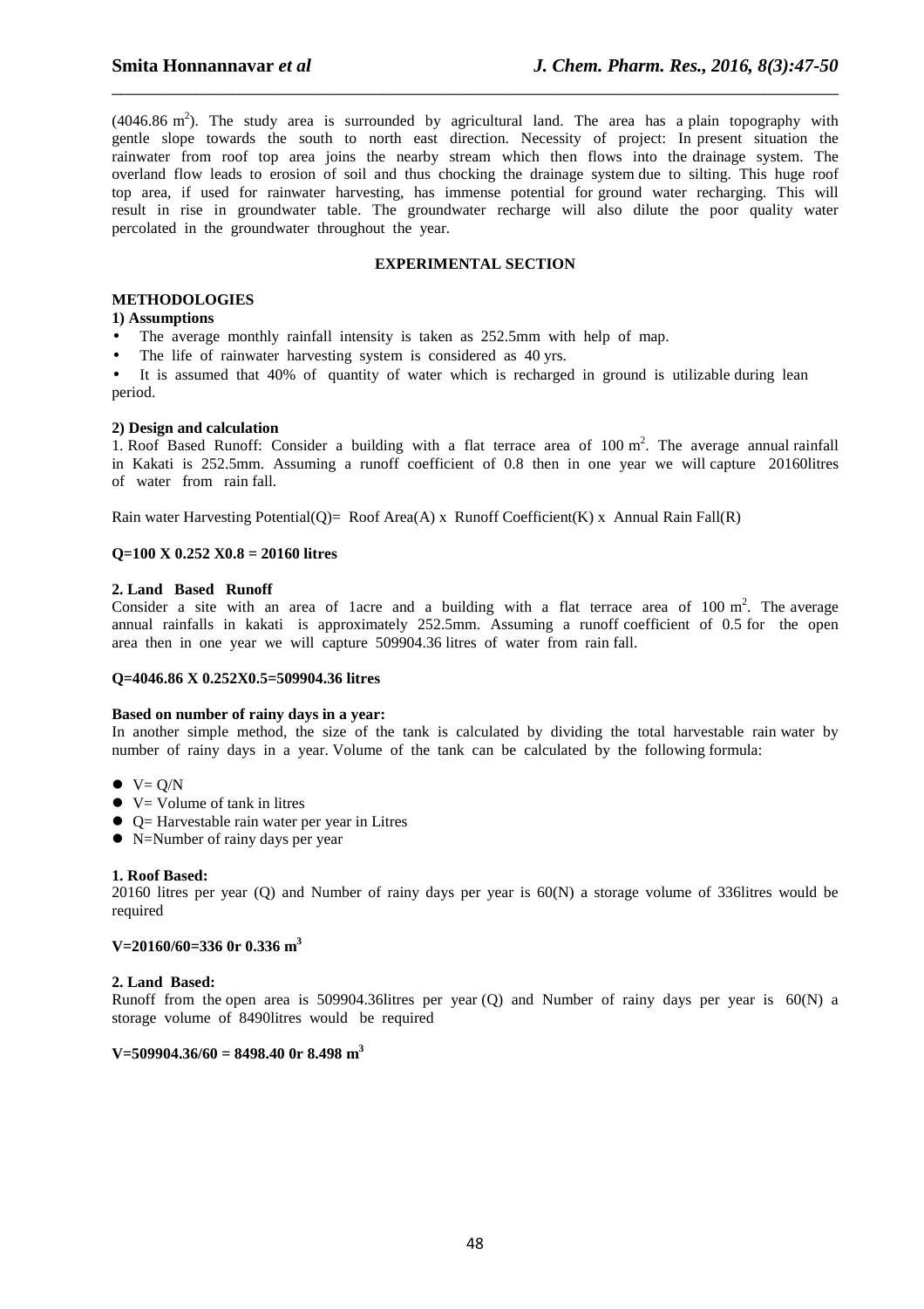($4046.86\ m^2$). The study area is surrounded by agricultural land. The area has a plain topography with gentle slope towards the south to north east direction. Necessity of project: In present situation the rainwater from roof top area joins the nearby stream which then flows into the drainage system. The overland flow leads to erosion of soil and thus chocking the drainage system due to silting. This huge roof top area, if used for rainwater harvesting, has immense potential for ground water recharging. This will result in rise in groundwater table. The groundwater recharge will also dilute the poor quality water percolated in the groundwater throughout the year.

## EXPERIMENTAL SECTION

### METHODOLOGIES

**1) Assumptions**

- The average monthly rainfall intensity is taken as 252.5mm with help of map.
- The life of rainwater harvesting system is considered as 40 yrs.
- It is assumed that 40% of quantity of water which is recharged in ground is utilizable during lean period.

**2) Design and calculation**

1. Roof Based Runoff: Consider a building with a flat terrace area of $100\ m^2$. The average annual rainfall in Kakati is 252.5mm. Assuming a runoff coefficient of 0.8 then in one year we will capture 20160litres of water from rain fall.

Rain water Harvesting Potential(Q)= Roof Area(A) x Runoff Coefficient(K) x Annual Rain Fall(R)

**Q=100 X 0.252 X0.8 = 20160 litres**

**2. Land Based Runoff**

Consider a site with an area of 1acre and a building with a flat terrace area of $100\ m^2$. The average annual rainfalls in kakati is approximately 252.5mm. Assuming a runoff coefficient of 0.5 for the open area then in one year we will capture 509904.36 litres of water from rain fall.

**Q=4046.86 X 0.252X0.5=509904.36 litres**

**Based on number of rainy days in a year:**

In another simple method, the size of the tank is calculated by dividing the total harvestable rain water by number of rainy days in a year. Volume of the tank can be calculated by the following formula:

- V= Q/N
- V= Volume of tank in litres
- Q= Harvestable rain water per year in Litres
- N=Number of rainy days per year

**1. Roof Based:**

20160 litres per year (Q) and Number of rainy days per year is 60(N) a storage volume of 336litres would be required

**V=20160/60=336 0r 0.336 $m^3$**

**2. Land Based:**

Runoff from the open area is 509904.36litres per year (Q) and Number of rainy days per year is 60(N) a storage volume of 8490litres would be required

**V=509904.36/60 = 8498.40 0r 8.498 $m^3$**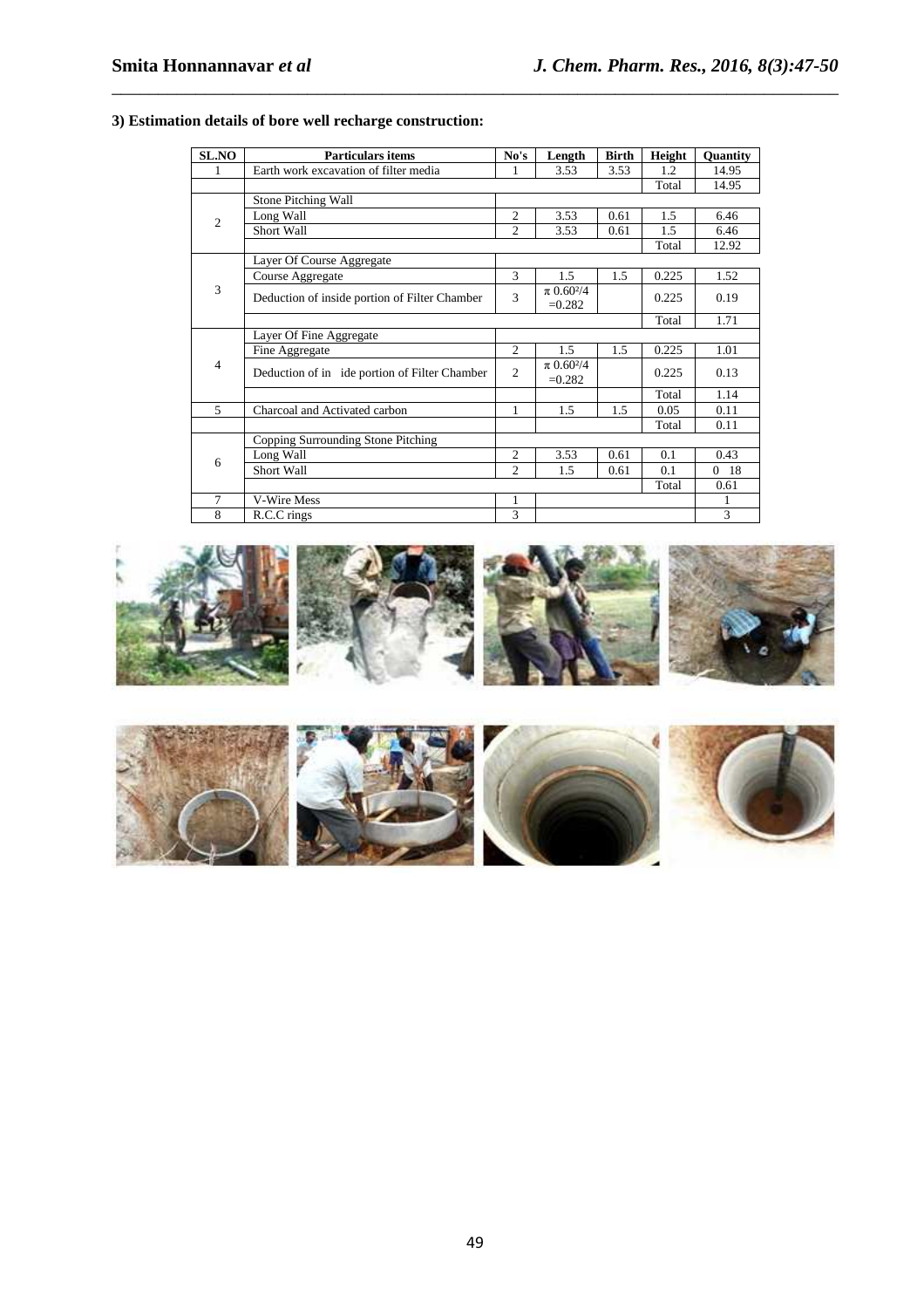### 3) Estimation details of bore well recharge construction:

| SL.NO | Particulars items | No's | Length | Birth | Height | Quantity |
|---|---|---|---|---|---|---|
| 1 | Earth work excavation of filter media | 1 | 3.53 | 3.53 | 1.2 | 14.95 |
| | | | | | Total | 14.95 |
| 2 | Stone Pitching Wall | | | | | |
| | Long Wall | 2 | 3.53 | 0.61 | 1.5 | 6.46 |
| | Short Wall | 2 | 3.53 | 0.61 | 1.5 | 6.46 |
| | | | | | Total | 12.92 |
| 3 | Layer Of Course Aggregate | | | | | |
| | Course Aggregate | 3 | 1.5 | 1.5 | 0.225 | 1.52 |
| | Deduction of inside portion of Filter Chamber | 3 | $\pi$ $0.60^2/4$ =0.282 | | 0.225 | 0.19 |
| | | | | | Total | 1.71 |
| 4 | Layer Of Fine Aggregate | | | | | |
| | Fine Aggregate | 2 | 1.5 | 1.5 | 0.225 | 1.01 |
| | Deduction of in ide portion of Filter Chamber | 2 | $\pi$ $0.60^2/4$ =0.282 | | 0.225 | 0.13 |
| | | | | | Total | 1.14 |
| 5 | Charcoal and Activated carbon | 1 | 1.5 | 1.5 | 0.05 | 0.11 |
| | | | | | Total | 0.11 |
| 6 | Copping Surrounding Stone Pitching | | | | | |
| | Long Wall | 2 | 3.53 | 0.61 | 0.1 | 0.43 |
| | Short Wall | 2 | 1.5 | 0.61 | 0.1 | 0 18 |
| | | | | | Total | 0.61 |
| 7 | V-Wire Mess | 1 | | | | 1 |
| 8 | R.C.C rings | 3 | | | | 3 |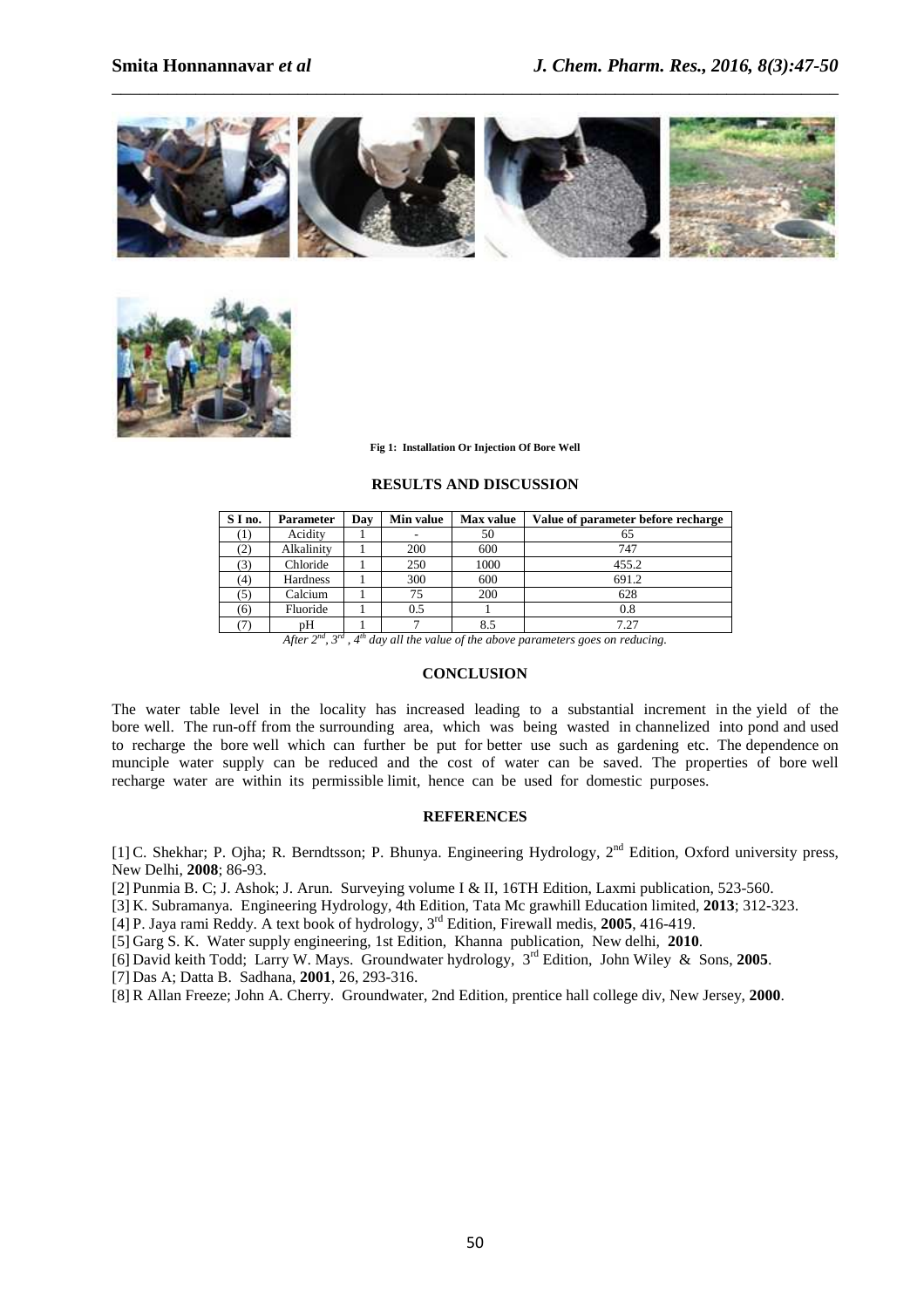Fig 1: Installation Or Injection Of Bore Well

## RESULTS AND DISCUSSION

| S I no. | Parameter | Day | Min value | Max value | Value of parameter before recharge |
|---|---|---|---|---|---|
| (1) | Acidity | 1 | - | 50 | 65 |
| (2) | Alkalinity | 1 | 200 | 600 | 747 |
| (3) | Chloride | 1 | 250 | 1000 | 455.2 |
| (4) | Hardness | 1 | 300 | 600 | 691.2 |
| (5) | Calcium | 1 | 75 | 200 | 628 |
| (6) | Fluoride | 1 | 0.5 | 1 | 0.8 |
| (7) | pH | 1 | 7 | 8.5 | 7.27 |

*After 2nd, 3rd, 4th day all the value of the above parameters goes on reducing.*

## CONCLUSION

The water table level in the locality has increased leading to a substantial increment in the yield of the bore well. The run-off from the surrounding area, which was being wasted in channelized into pond and used to recharge the bore well which can further be put for better use such as gardening etc. The dependence on munciple water supply can be reduced and the cost of water can be saved. The properties of bore well recharge water are within its permissible limit, hence can be used for domestic purposes.

## REFERENCES

[1] C. Shekhar; P. Ojha; R. Berndtsson; P. Bhunya. Engineering Hydrology, 2nd Edition, Oxford university press, New Delhi, **2008**; 86-93.

[2] Punmia B. C; J. Ashok; J. Arun. Surveying volume I & II, 16TH Edition, Laxmi publication, 523-560.

[3] K. Subramanya. Engineering Hydrology, 4th Edition, Tata Mc grawhill Education limited, **2013**; 312-323.

[4] P. Jaya rami Reddy. A text book of hydrology, 3rd Edition, Firewall medis, **2005**, 416-419.

[5] Garg S. K. Water supply engineering, 1st Edition, Khanna publication, New delhi, **2010**.

[6] David keith Todd; Larry W. Mays. Groundwater hydrology, 3rd Edition, John Wiley & Sons, **2005**.

[7] Das A; Datta B. Sadhana, **2001**, 26, 293-316.

[8] R Allan Freeze; John A. Cherry. Groundwater, 2nd Edition, prentice hall college div, New Jersey, **2000**.